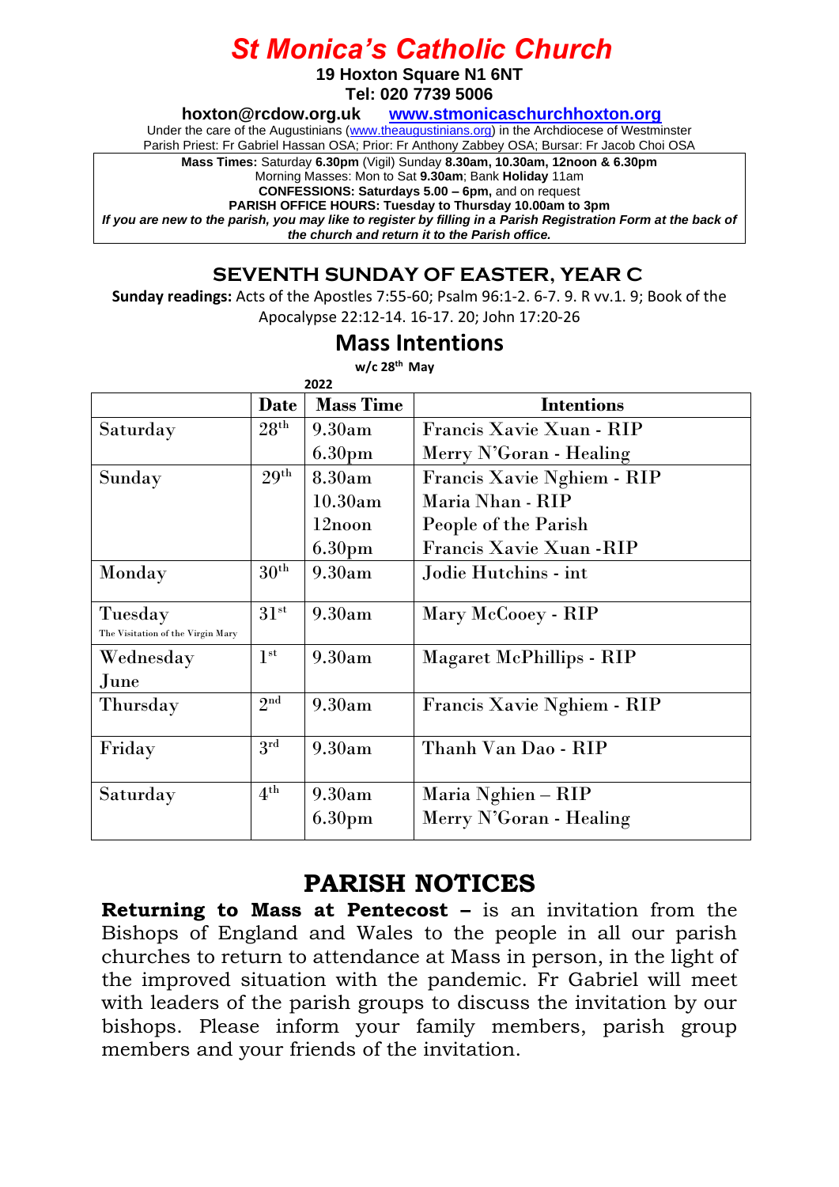# St Monica's Catholic Church

**19 Hoxton Square N1 6NT**
**Tel: 020 7739 5006**

**hoxton@rcdow.org.uk** **www.stmonicaschurchhoxton.org**

Under the care of the Augustinians (www.theaugustinians.org) in the Archdiocese of Westminster
Parish Priest: Fr Gabriel Hassan OSA; Prior: Fr Anthony Zabbey OSA; Bursar: Fr Jacob Choi OSA

**Mass Times:** Saturday **6.30pm** (Vigil) Sunday **8.30am, 10.30am, 12noon & 6.30pm**
Morning Masses: Mon to Sat **9.30am**; Bank **Holiday** 11am
**CONFESSIONS: Saturdays 5.00 – 6pm,** and on request
**PARISH OFFICE HOURS: Tuesday to Thursday 10.00am to 3pm**
***If you are new to the parish, you may like to register by filling in a Parish Registration Form at the back of the church and return it to the Parish office.***

## SEVENTH SUNDAY OF EASTER, YEAR C

**Sunday readings:** Acts of the Apostles 7:55-60; Psalm 96:1-2. 6-7. 9. R vv.1. 9; Book of the Apocalypse 22:12-14. 16-17. 20; John 17:20-26

## Mass Intentions

**w/c 28th May 2022**

| | Date | Mass Time | Intentions |
|---|---|---|---|
| Saturday | 28th | 9.30am | Francis Xavie Xuan - RIP |
| | | 6.30pm | Merry N'Goran - Healing |
| Sunday | 29th | 8.30am | Francis Xavie Nghiem - RIP |
| | | 10.30am | Maria Nhan - RIP |
| | | 12noon | People of the Parish |
| | | 6.30pm | Francis Xavie Xuan -RIP |
| Monday | 30th | 9.30am | Jodie Hutchins - int |
| Tuesday<br>The Visitation of the Virgin Mary | 31st | 9.30am | Mary McCooey - RIP |
| Wednesday June | 1st | 9.30am | Magaret McPhillips - RIP |
| Thursday | 2nd | 9.30am | Francis Xavie Nghiem - RIP |
| Friday | 3rd | 9.30am | Thanh Van Dao - RIP |
| Saturday | 4th | 9.30am | Maria Nghien – RIP |
| | | 6.30pm | Merry N'Goran - Healing |

## PARISH NOTICES

**Returning to Mass at Pentecost –** is an invitation from the Bishops of England and Wales to the people in all our parish churches to return to attendance at Mass in person, in the light of the improved situation with the pandemic. Fr Gabriel will meet with leaders of the parish groups to discuss the invitation by our bishops. Please inform your family members, parish group members and your friends of the invitation.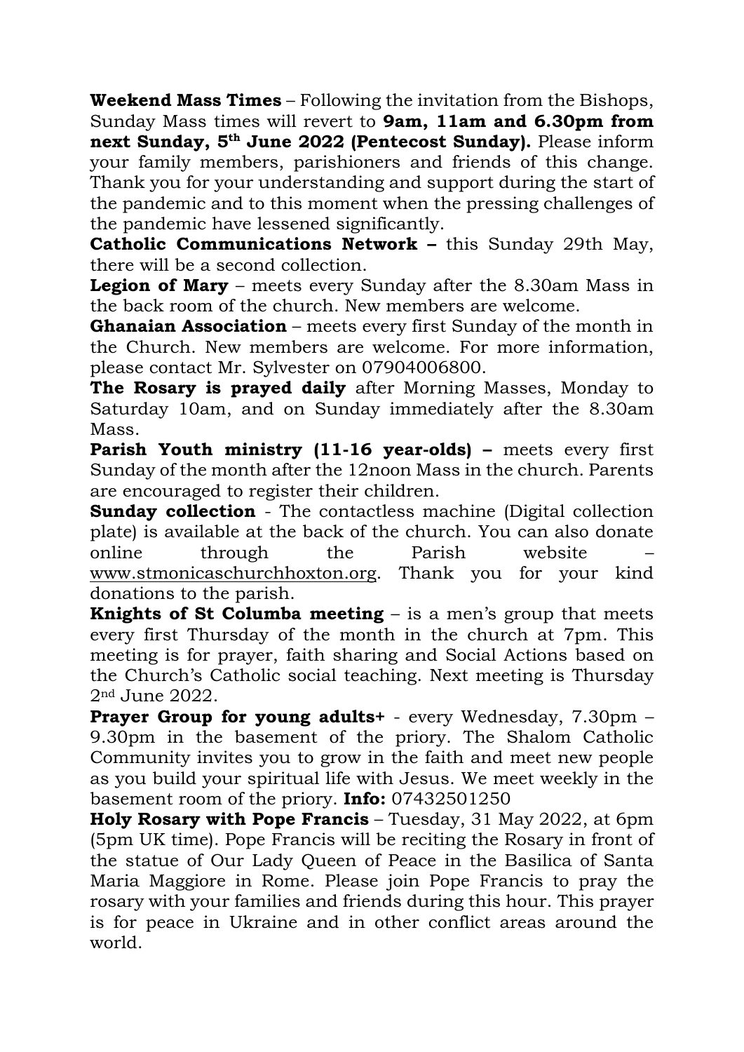**Weekend Mass Times** – Following the invitation from the Bishops, Sunday Mass times will revert to **9am, 11am and 6.30pm from next Sunday, 5th June 2022 (Pentecost Sunday).** Please inform your family members, parishioners and friends of this change. Thank you for your understanding and support during the start of the pandemic and to this moment when the pressing challenges of the pandemic have lessened significantly.

**Catholic Communications Network –** this Sunday 29th May, there will be a second collection.

**Legion of Mary** – meets every Sunday after the 8.30am Mass in the back room of the church. New members are welcome.

**Ghanaian Association** – meets every first Sunday of the month in the Church. New members are welcome. For more information, please contact Mr. Sylvester on 07904006800.

**The Rosary is prayed daily** after Morning Masses, Monday to Saturday 10am, and on Sunday immediately after the 8.30am Mass.

**Parish Youth ministry (11-16 year-olds) –** meets every first Sunday of the month after the 12noon Mass in the church. Parents are encouraged to register their children.

**Sunday collection** - The contactless machine (Digital collection plate) is available at the back of the church. You can also donate online through the Parish website – www.stmonicaschurchhoxton.org. Thank you for your kind donations to the parish.

**Knights of St Columba meeting** – is a men's group that meets every first Thursday of the month in the church at 7pm. This meeting is for prayer, faith sharing and Social Actions based on the Church's Catholic social teaching. Next meeting is Thursday 2nd June 2022.

**Prayer Group for young adults+** - every Wednesday, 7.30pm – 9.30pm in the basement of the priory. The Shalom Catholic Community invites you to grow in the faith and meet new people as you build your spiritual life with Jesus. We meet weekly in the basement room of the priory. **Info:** 07432501250

**Holy Rosary with Pope Francis** – Tuesday, 31 May 2022, at 6pm (5pm UK time). Pope Francis will be reciting the Rosary in front of the statue of Our Lady Queen of Peace in the Basilica of Santa Maria Maggiore in Rome. Please join Pope Francis to pray the rosary with your families and friends during this hour. This prayer is for peace in Ukraine and in other conflict areas around the world.